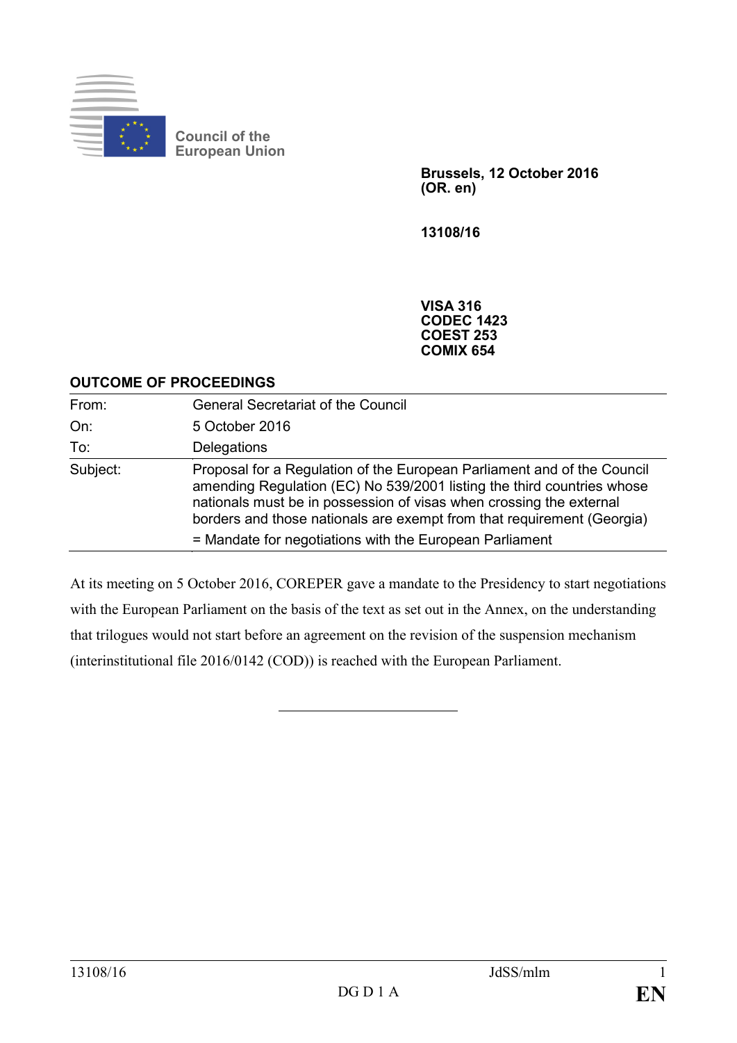Council of the European Union

**Brussels, 12 October 2016**
**(OR. en)**

**13108/16**

**VISA 316**
**CODEC 1423**
**COEST 253**
**COMIX 654**

## OUTCOME OF PROCEEDINGS

| | |
|---|---|
| From: | General Secretariat of the Council |
| On: | 5 October 2016 |
| To: | Delegations |
| Subject: | Proposal for a Regulation of the European Parliament and of the Council amending Regulation (EC) No 539/2001 listing the third countries whose nationals must be in possession of visas when crossing the external borders and those nationals are exempt from that requirement (Georgia)<br>= Mandate for negotiations with the European Parliament |

At its meeting on 5 October 2016, COREPER gave a mandate to the Presidency to start negotiations with the European Parliament on the basis of the text as set out in the Annex, on the understanding that trilogues would not start before an agreement on the revision of the suspension mechanism (interinstitutional file 2016/0142 (COD)) is reached with the European Parliament.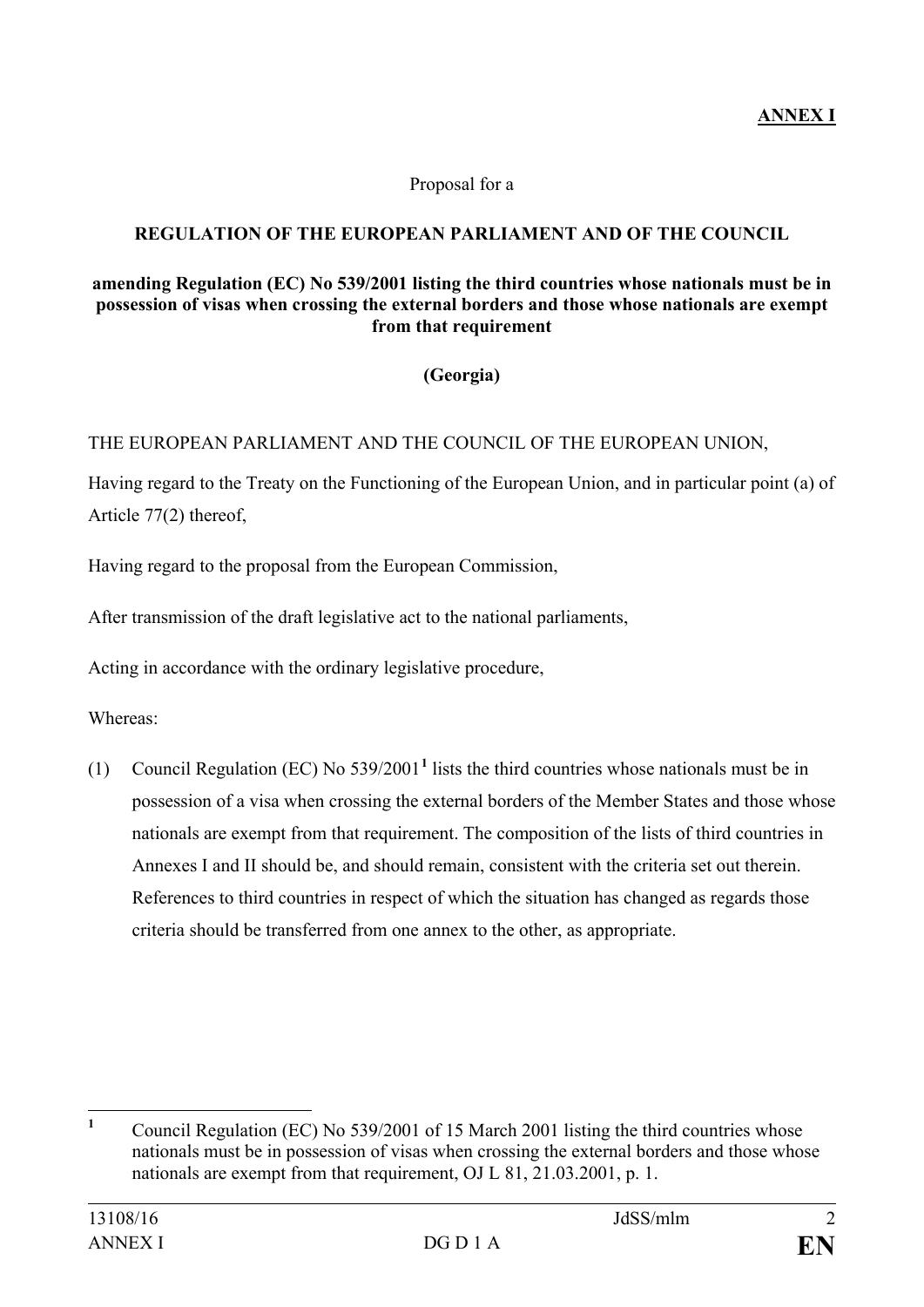**ANNEX I**

Proposal for a

**REGULATION OF THE EUROPEAN PARLIAMENT AND OF THE COUNCIL**

**amending Regulation (EC) No 539/2001 listing the third countries whose nationals must be in possession of visas when crossing the external borders and those whose nationals are exempt from that requirement**

**(Georgia)**

THE EUROPEAN PARLIAMENT AND THE COUNCIL OF THE EUROPEAN UNION,

Having regard to the Treaty on the Functioning of the European Union, and in particular point (a) of Article 77(2) thereof,

Having regard to the proposal from the European Commission,

After transmission of the draft legislative act to the national parliaments,

Acting in accordance with the ordinary legislative procedure,

Whereas:

(1) Council Regulation (EC) No 539/2001[1] lists the third countries whose nationals must be in possession of a visa when crossing the external borders of the Member States and those whose nationals are exempt from that requirement. The composition of the lists of third countries in Annexes I and II should be, and should remain, consistent with the criteria set out therein. References to third countries in respect of which the situation has changed as regards those criteria should be transferred from one annex to the other, as appropriate.

---

[1] Council Regulation (EC) No 539/2001 of 15 March 2001 listing the third countries whose nationals must be in possession of visas when crossing the external borders and those whose nationals are exempt from that requirement, OJ L 81, 21.03.2001, p. 1.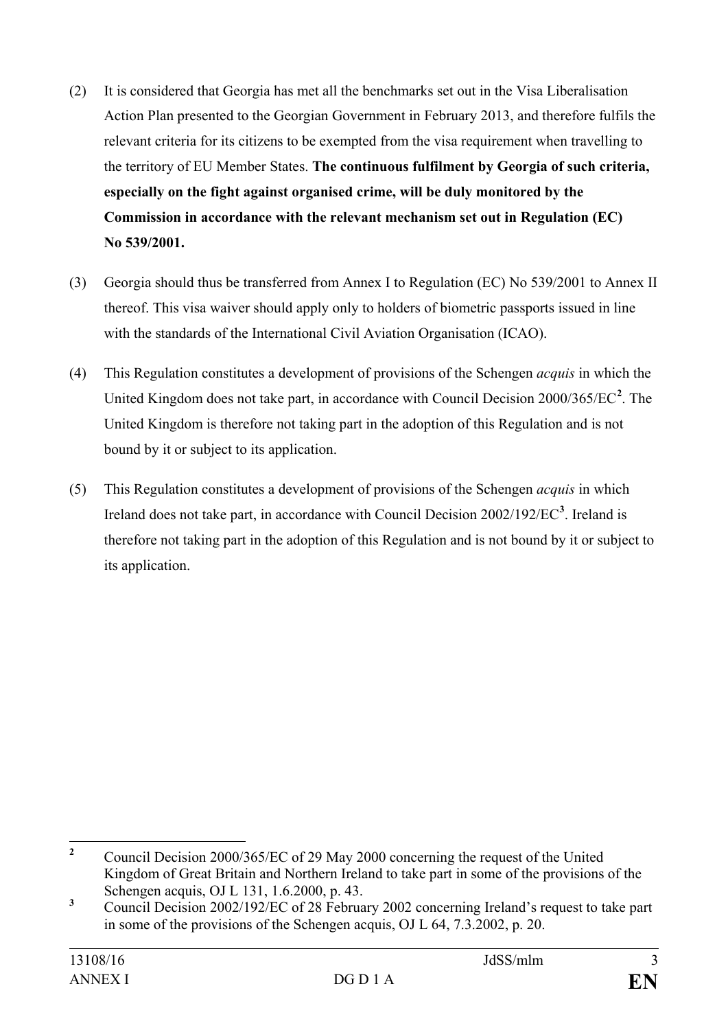(2) It is considered that Georgia has met all the benchmarks set out in the Visa Liberalisation Action Plan presented to the Georgian Government in February 2013, and therefore fulfils the relevant criteria for its citizens to be exempted from the visa requirement when travelling to the territory of EU Member States. **The continuous fulfilment by Georgia of such criteria, especially on the fight against organised crime, will be duly monitored by the Commission in accordance with the relevant mechanism set out in Regulation (EC) No 539/2001.**

(3) Georgia should thus be transferred from Annex I to Regulation (EC) No 539/2001 to Annex II thereof. This visa waiver should apply only to holders of biometric passports issued in line with the standards of the International Civil Aviation Organisation (ICAO).

(4) This Regulation constitutes a development of provisions of the Schengen *acquis* in which the United Kingdom does not take part, in accordance with Council Decision 2000/365/EC[2]. The United Kingdom is therefore not taking part in the adoption of this Regulation and is not bound by it or subject to its application.

(5) This Regulation constitutes a development of provisions of the Schengen *acquis* in which Ireland does not take part, in accordance with Council Decision 2002/192/EC[3]. Ireland is therefore not taking part in the adoption of this Regulation and is not bound by it or subject to its application.

---

[2] Council Decision 2000/365/EC of 29 May 2000 concerning the request of the United Kingdom of Great Britain and Northern Ireland to take part in some of the provisions of the Schengen acquis, OJ L 131, 1.6.2000, p. 43.

[3] Council Decision 2002/192/EC of 28 February 2002 concerning Ireland's request to take part in some of the provisions of the Schengen acquis, OJ L 64, 7.3.2002, p. 20.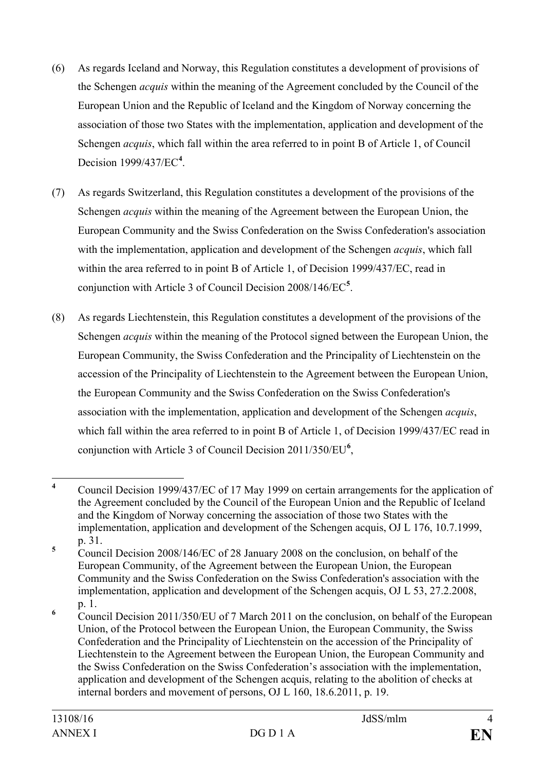(6) As regards Iceland and Norway, this Regulation constitutes a development of provisions of the Schengen *acquis* within the meaning of the Agreement concluded by the Council of the European Union and the Republic of Iceland and the Kingdom of Norway concerning the association of those two States with the implementation, application and development of the Schengen *acquis*, which fall within the area referred to in point B of Article 1, of Council Decision 1999/437/EC[4].

(7) As regards Switzerland, this Regulation constitutes a development of the provisions of the Schengen *acquis* within the meaning of the Agreement between the European Union, the European Community and the Swiss Confederation on the Swiss Confederation's association with the implementation, application and development of the Schengen *acquis*, which fall within the area referred to in point B of Article 1, of Decision 1999/437/EC, read in conjunction with Article 3 of Council Decision 2008/146/EC[5].

(8) As regards Liechtenstein, this Regulation constitutes a development of the provisions of the Schengen *acquis* within the meaning of the Protocol signed between the European Union, the European Community, the Swiss Confederation and the Principality of Liechtenstein on the accession of the Principality of Liechtenstein to the Agreement between the European Union, the European Community and the Swiss Confederation on the Swiss Confederation's association with the implementation, application and development of the Schengen *acquis*, which fall within the area referred to in point B of Article 1, of Decision 1999/437/EC read in conjunction with Article 3 of Council Decision 2011/350/EU[6],

---

[4] Council Decision 1999/437/EC of 17 May 1999 on certain arrangements for the application of the Agreement concluded by the Council of the European Union and the Republic of Iceland and the Kingdom of Norway concerning the association of those two States with the implementation, application and development of the Schengen acquis, OJ L 176, 10.7.1999, p. 31.

[5] Council Decision 2008/146/EC of 28 January 2008 on the conclusion, on behalf of the European Community, of the Agreement between the European Union, the European Community and the Swiss Confederation on the Swiss Confederation's association with the implementation, application and development of the Schengen acquis, OJ L 53, 27.2.2008, p. 1.

[6] Council Decision 2011/350/EU of 7 March 2011 on the conclusion, on behalf of the European Union, of the Protocol between the European Union, the European Community, the Swiss Confederation and the Principality of Liechtenstein on the accession of the Principality of Liechtenstein to the Agreement between the European Union, the European Community and the Swiss Confederation on the Swiss Confederation's association with the implementation, application and development of the Schengen acquis, relating to the abolition of checks at internal borders and movement of persons, OJ L 160, 18.6.2011, p. 19.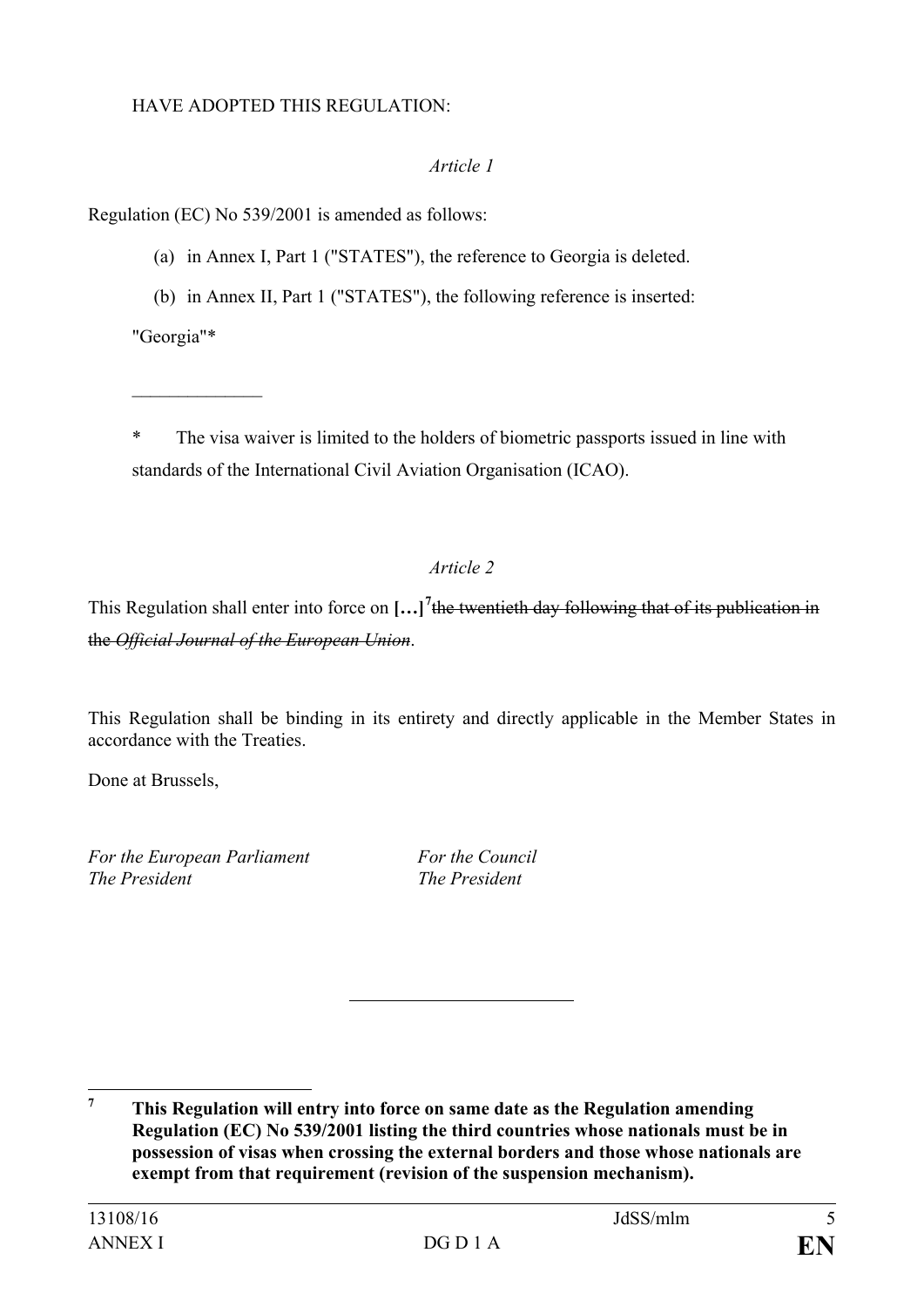HAVE ADOPTED THIS REGULATION:

*Article 1*

Regulation (EC) No 539/2001 is amended as follows:

(a) in Annex I, Part 1 ("STATES"), the reference to Georgia is deleted.

(b) in Annex II, Part 1 ("STATES"), the following reference is inserted:

"Georgia"*

______________

* The visa waiver is limited to the holders of biometric passports issued in line with standards of the International Civil Aviation Organisation (ICAO).

*Article 2*

This Regulation shall enter into force on **[…]**[7] ~~the twentieth day following that of its publication in the *Official Journal of the European Union*~~.

This Regulation shall be binding in its entirety and directly applicable in the Member States in accordance with the Treaties.

Done at Brussels,

*For the European Parliament*
*The President*

*For the Council*
*The President*

---

[7] **This Regulation will entry into force on same date as the Regulation amending Regulation (EC) No 539/2001 listing the third countries whose nationals must be in possession of visas when crossing the external borders and those whose nationals are exempt from that requirement (revision of the suspension mechanism).**